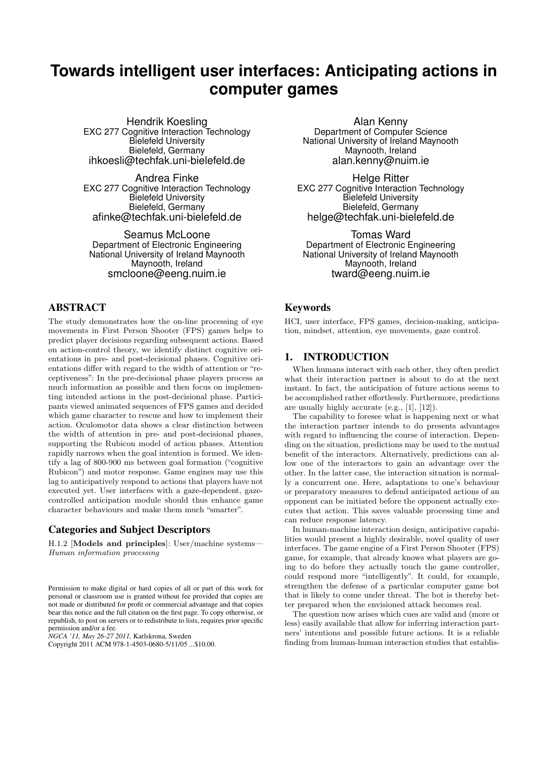# Towards intelligent user interfaces: Anticipating actions in computer games

Hendrik Koesling
EXC 277 Cognitive Interaction Technology
Bielefeld University
Bielefeld, Germany
ihkoesli@techfak.uni-bielefeld.de

Alan Kenny
Department of Computer Science
National University of Ireland Maynooth
Maynooth, Ireland
alan.kenny@nuim.ie

Andrea Finke
EXC 277 Cognitive Interaction Technology
Bielefeld University
Bielefeld, Germany
afinke@techfak.uni-bielefeld.de

Helge Ritter
EXC 277 Cognitive Interaction Technology
Bielefeld University
Bielefeld, Germany
helge@techfak.uni-bielefeld.de

Seamus McLoone
Department of Electronic Engineering
National University of Ireland Maynooth
Maynooth, Ireland
smcloone@eeng.nuim.ie

Tomas Ward
Department of Electronic Engineering
National University of Ireland Maynooth
Maynooth, Ireland
tward@eeng.nuim.ie

## ABSTRACT

The study demonstrates how the on-line processing of eye movements in First Person Shooter (FPS) games helps to predict player decisions regarding subsequent actions. Based on action-control theory, we identify distinct cognitive orientations in pre- and post-decisional phases. Cognitive orientations differ with regard to the width of attention or "receptiveness": In the pre-decisional phase players process as much information as possible and then focus on implementing intended actions in the post-decisional phase. Participants viewed animated sequences of FPS games and decided which game character to rescue and how to implement their action. Oculomotor data shows a clear distinction between the width of attention in pre- and post-decisional phases, supporting the Rubicon model of action phases. Attention rapidly narrows when the goal intention is formed. We identify a lag of 800-900 ms between goal formation ("cognitive Rubicon") and motor response. Game engines may use this lag to anticipatively respond to actions that players have not executed yet. User interfaces with a gaze-dependent, gaze-controlled anticipation module should thus enhance game character behaviours and make them much "smarter".

## Categories and Subject Descriptors

H.1.2 [**Models and principles**]: User/machine systems—*Human information processing*

Permission to make digital or hard copies of all or part of this work for personal or classroom use is granted without fee provided that copies are not made or distributed for profit or commercial advantage and that copies bear this notice and the full citation on the first page. To copy otherwise, or republish, to post on servers or to redistribute to lists, requires prior specific permission and/or a fee.
*NGCA '11, May 26-27 2011,* Karlskrona, Sweden
Copyright 2011 ACM 978-1-4503-0680-5/11/05 ...$10.00.

## Keywords

HCI, user interface, FPS games, decision-making, anticipation, mindset, attention, eye movements, gaze control.

## 1. INTRODUCTION

When humans interact with each other, they often predict what their interaction partner is about to do at the next instant. In fact, the anticipation of future actions seems to be accomplished rather effortlessly. Furthermore, predictions are usually highly accurate (e.g., [1], [12]).

The capability to foresee what is happening next or what the interaction partner intends to do presents advantages with regard to influencing the course of interaction. Depending on the situation, predictions may be used to the mutual benefit of the interactors. Alternatively, predictions can allow one of the interactors to gain an advantage over the other. In the latter case, the interaction situation is normally a concurrent one. Here, adaptations to one's behaviour or preparatory measures to defend anticipated actions of an opponent can be initiated before the opponent actually executes that action. This saves valuable processing time and can reduce response latency.

In human-machine interaction design, anticipative capabilities would present a highly desirable, novel quality of user interfaces. The game engine of a First Person Shooter (FPS) game, for example, that already knows what players are going to do before they actually touch the game controller, could respond more "intelligently". It could, for example, strengthen the defense of a particular computer game bot that is likely to come under threat. The bot is thereby better prepared when the envisioned attack becomes real.

The question now arises which cues are valid and (more or less) easily available that allow for inferring interaction partners' intentions and possible future actions. It is a reliable finding from human-human interaction studies that establis-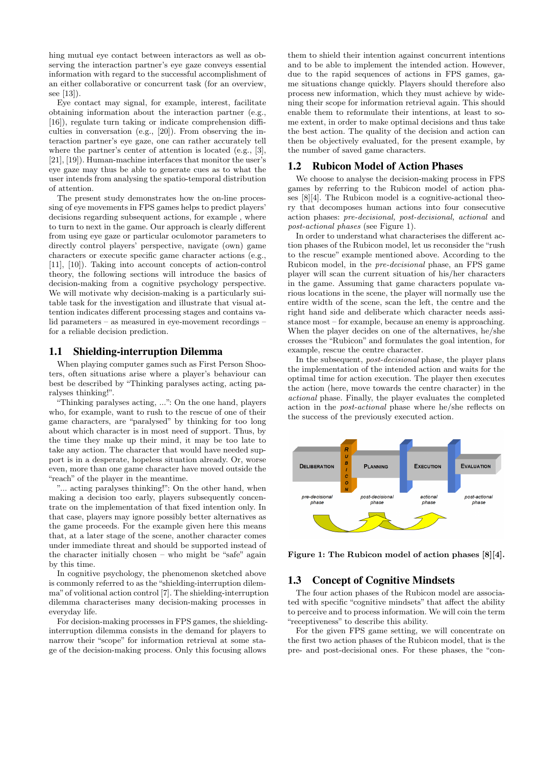hing mutual eye contact between interactors as well as observing the interaction partner's eye gaze conveys essential information with regard to the successful accomplishment of an either collaborative or concurrent task (for an overview, see [13]).

Eye contact may signal, for example, interest, facilitate obtaining information about the interaction partner (e.g., [16]), regulate turn taking or indicate comprehension difficulties in conversation (e.g., [20]). From observing the interaction partner's eye gaze, one can rather accurately tell where the partner's center of attention is located (e.g., [3], [21], [19]). Human-machine interfaces that monitor the user's eye gaze may thus be able to generate cues as to what the user intends from analysing the spatio-temporal distribution of attention.

The present study demonstrates how the on-line processing of eye movements in FPS games helps to predict players' decisions regarding subsequent actions, for example , where to turn to next in the game. Our approach is clearly different from using eye gaze or particular oculomotor parameters to directly control players' perspective, navigate (own) game characters or execute specific game character actions (e.g., [11], [10]). Taking into account concepts of action-control theory, the following sections will introduce the basics of decision-making from a cognitive psychology perspective. We will motivate why decision-making is a particularly suitable task for the investigation and illustrate that visual attention indicates different processing stages and contains valid parameters – as measured in eye-movement recordings – for a reliable decision prediction.

## 1.1 Shielding-interruption Dilemma

When playing computer games such as First Person Shooters, often situations arise where a player's behaviour can best be described by "Thinking paralyses acting, acting paralyses thinking!".

"Thinking paralyses acting, ...": On the one hand, players who, for example, want to rush to the rescue of one of their game characters, are "paralysed" by thinking for too long about which character is in most need of support. Thus, by the time they make up their mind, it may be too late to take any action. The character that would have needed support is in a desperate, hopeless situation already. Or, worse even, more than one game character have moved outside the "reach" of the player in the meantime.

"... acting paralyses thinking!": On the other hand, when making a decision too early, players subsequently concentrate on the implementation of that fixed intention only. In that case, players may ignore possibly better alternatives as the game proceeds. For the example given here this means that, at a later stage of the scene, another character comes under immediate threat and should be supported instead of the character initially chosen – who might be "safe" again by this time.

In cognitive psychology, the phenomenon sketched above is commonly referred to as the "shielding-interruption dilemma" of volitional action control [7]. The shielding-interruption dilemma characterises many decision-making processes in everyday life.

For decision-making processes in FPS games, the shielding-interruption dilemma consists in the demand for players to narrow their "scope" for information retrieval at some stage of the decision-making process. Only this focusing allows them to shield their intention against concurrent intentions and to be able to implement the intended action. However, due to the rapid sequences of actions in FPS games, game situations change quickly. Players should therefore also process new information, which they must achieve by widening their scope for information retrieval again. This should enable them to reformulate their intentions, at least to some extent, in order to make optimal decisions and thus take the best action. The quality of the decision and action can then be objectively evaluated, for the present example, by the number of saved game characters.

## 1.2 Rubicon Model of Action Phases

We choose to analyse the decision-making process in FPS games by referring to the Rubicon model of action phases [8][4]. The Rubicon model is a cognitive-actional theory that decomposes human actions into four consecutive action phases: *pre-decisional, post-decisional, actional* and *post-actional phases* (see Figure 1).

In order to understand what characterises the different action phases of the Rubicon model, let us reconsider the "rush to the rescue" example mentioned above. According to the Rubicon model, in the *pre-decisional* phase, an FPS game player will scan the current situation of his/her characters in the game. Assuming that game characters populate various locations in the scene, the player will normally use the entire width of the scene, scan the left, the centre and the right hand side and deliberate which character needs assistance most – for example, because an enemy is approaching. When the player decides on one of the alternatives, he/she crosses the "Rubicon" and formulates the goal intention, for example, rescue the centre character.

In the subsequent, *post-decisional* phase, the player plans the implementation of the intended action and waits for the optimal time for action execution. The player then executes the action (here, move towards the centre character) in the *actional* phase. Finally, the player evaluates the completed action in the *post-actional* phase where he/she reflects on the success of the previously executed action.

**Figure 1: The Rubicon model of action phases [8][4].**

## 1.3 Concept of Cognitive Mindsets

The four action phases of the Rubicon model are associated with specific "cognitive mindsets" that affect the ability to perceive and to process information. We will coin the term "receptiveness" to describe this ability.

For the given FPS game setting, we will concentrate on the first two action phases of the Rubicon model, that is the pre- and post-decisional ones. For these phases, the "con-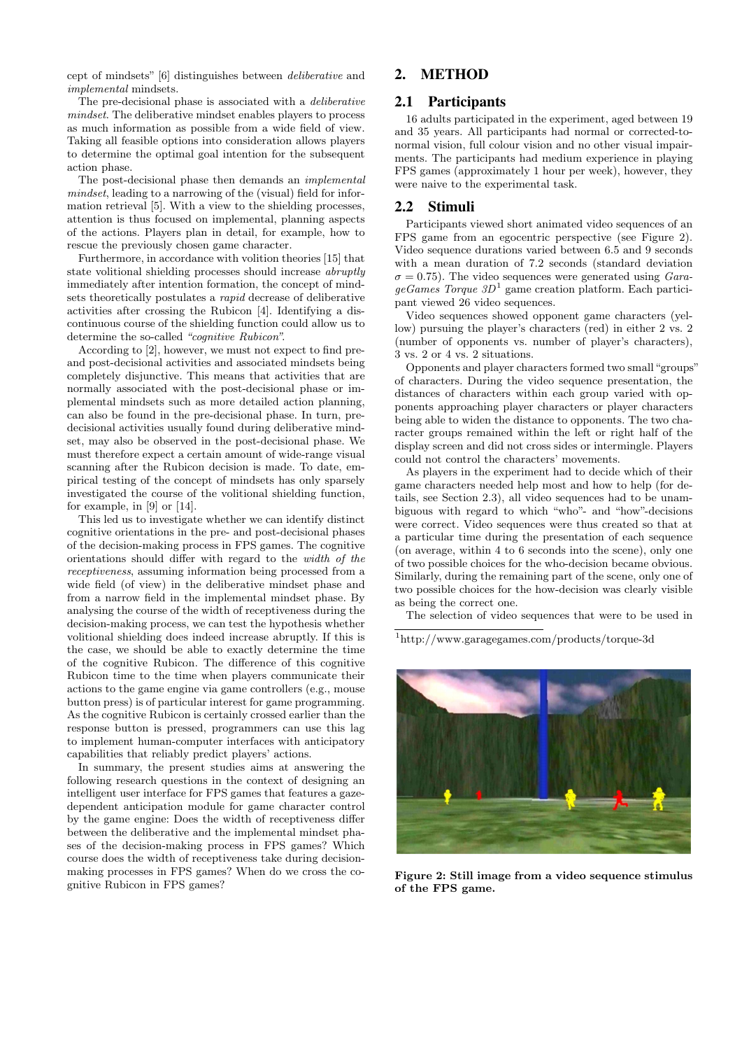cept of mindsets" [6] distinguishes between *deliberative* and *implemental* mindsets.

The pre-decisional phase is associated with a *deliberative mindset*. The deliberative mindset enables players to process as much information as possible from a wide field of view. Taking all feasible options into consideration allows players to determine the optimal goal intention for the subsequent action phase.

The post-decisional phase then demands an *implemental mindset*, leading to a narrowing of the (visual) field for information retrieval [5]. With a view to the shielding processes, attention is thus focused on implemental, planning aspects of the actions. Players plan in detail, for example, how to rescue the previously chosen game character.

Furthermore, in accordance with volition theories [15] that state volitional shielding processes should increase *abruptly* immediately after intention formation, the concept of mindsets theoretically postulates a *rapid* decrease of deliberative activities after crossing the Rubicon [4]. Identifying a discontinuous course of the shielding function could allow us to determine the so-called *"cognitive Rubicon"*.

According to [2], however, we must not expect to find pre- and post-decisional activities and associated mindsets being completely disjunctive. This means that activities that are normally associated with the post-decisional phase or implemental mindsets such as more detailed action planning, can also be found in the pre-decisional phase. In turn, pre-decisional activities usually found during deliberative mindset, may also be observed in the post-decisional phase. We must therefore expect a certain amount of wide-range visual scanning after the Rubicon decision is made. To date, empirical testing of the concept of mindsets has only sparsely investigated the course of the volitional shielding function, for example, in [9] or [14].

This led us to investigate whether we can identify distinct cognitive orientations in the pre- and post-decisional phases of the decision-making process in FPS games. The cognitive orientations should differ with regard to the *width of the receptiveness*, assuming information being processed from a wide field (of view) in the deliberative mindset phase and from a narrow field in the implemental mindset phase. By analysing the course of the width of receptiveness during the decision-making process, we can test the hypothesis whether volitional shielding does indeed increase abruptly. If this is the case, we should be able to exactly determine the time of the cognitive Rubicon. The difference of this cognitive Rubicon time to the time when players communicate their actions to the game engine via game controllers (e.g., mouse button press) is of particular interest for game programming. As the cognitive Rubicon is certainly crossed earlier than the response button is pressed, programmers can use this lag to implement human-computer interfaces with anticipatory capabilities that reliably predict players' actions.

In summary, the present studies aims at answering the following research questions in the context of designing an intelligent user interface for FPS games that features a gaze-dependent anticipation module for game character control by the game engine: Does the width of receptiveness differ between the deliberative and the implemental mindset phases of the decision-making process in FPS games? Which course does the width of receptiveness take during decision-making processes in FPS games? When do we cross the cognitive Rubicon in FPS games?

## 2. METHOD

### 2.1 Participants

16 adults participated in the experiment, aged between 19 and 35 years. All participants had normal or corrected-to-normal vision, full colour vision and no other visual impairments. The participants had medium experience in playing FPS games (approximately 1 hour per week), however, they were naive to the experimental task.

### 2.2 Stimuli

Participants viewed short animated video sequences of an FPS game from an egocentric perspective (see Figure 2). Video sequence durations varied between 6.5 and 9 seconds with a mean duration of 7.2 seconds (standard deviation $\sigma = 0.75$). The video sequences were generated using *GarageGames Torque 3D*[1] game creation platform. Each participant viewed 26 video sequences.

Video sequences showed opponent game characters (yellow) pursuing the player's characters (red) in either 2 vs. 2 (number of opponents vs. number of player's characters), 3 vs. 2 or 4 vs. 2 situations.

Opponents and player characters formed two small "groups" of characters. During the video sequence presentation, the distances of characters within each group varied with opponents approaching player characters or player characters being able to widen the distance to opponents. The two character groups remained within the left or right half of the display screen and did not cross sides or intermingle. Players could not control the characters' movements.

As players in the experiment had to decide which of their game characters needed help most and how to help (for details, see Section 2.3), all video sequences had to be unambiguous with regard to which "who"- and "how"-decisions were correct. Video sequences were thus created so that at a particular time during the presentation of each sequence (on average, within 4 to 6 seconds into the scene), only one of two possible choices for the who-decision became obvious. Similarly, during the remaining part of the scene, only one of two possible choices for the how-decision was clearly visible as being the correct one.

The selection of video sequences that were to be used in

[1] http://www.garagegames.com/products/torque-3d

**Figure 2: Still image from a video sequence stimulus of the FPS game.**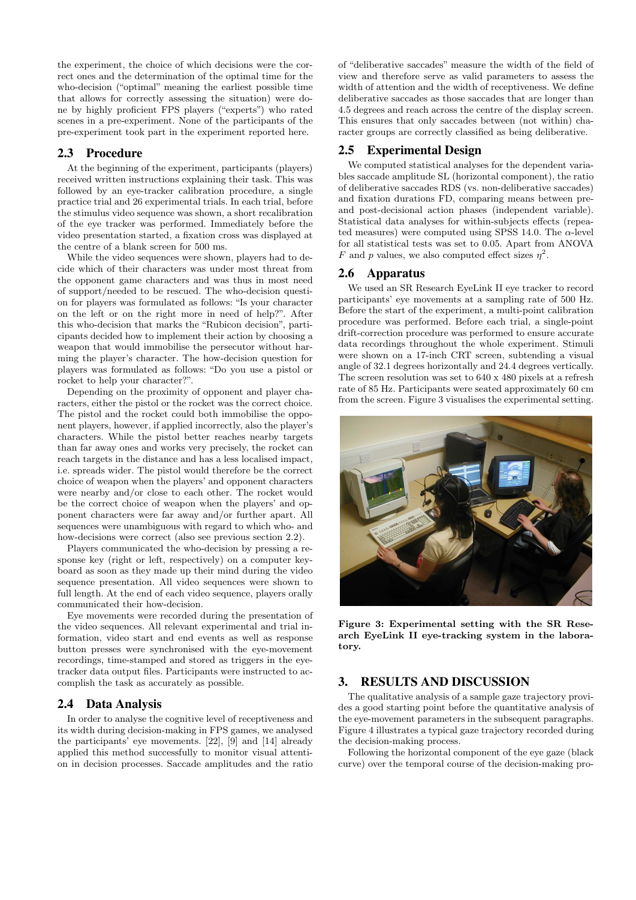the experiment, the choice of which decisions were the correct ones and the determination of the optimal time for the who-decision ("optimal" meaning the earliest possible time that allows for correctly assessing the situation) were done by highly proficient FPS players ("experts") who rated scenes in a pre-experiment. None of the participants of the pre-experiment took part in the experiment reported here.

## 2.3 Procedure

At the beginning of the experiment, participants (players) received written instructions explaining their task. This was followed by an eye-tracker calibration procedure, a single practice trial and 26 experimental trials. In each trial, before the stimulus video sequence was shown, a short recalibration of the eye tracker was performed. Immediately before the video presentation started, a fixation cross was displayed at the centre of a blank screen for 500 ms.

While the video sequences were shown, players had to decide which of their characters was under most threat from the opponent game characters and was thus in most need of support/needed to be rescued. The who-decision question for players was formulated as follows: "Is your character on the left or on the right more in need of help?". After this who-decision that marks the "Rubicon decision", participants decided how to implement their action by choosing a weapon that would immobilise the persecutor without harming the player's character. The how-decision question for players was formulated as follows: "Do you use a pistol or rocket to help your character?".

Depending on the proximity of opponent and player characters, either the pistol or the rocket was the correct choice. The pistol and the rocket could both immobilise the opponent players, however, if applied incorrectly, also the player's characters. While the pistol better reaches nearby targets than far away ones and works very precisely, the rocket can reach targets in the distance and has a less localised impact, i.e. spreads wider. The pistol would therefore be the correct choice of weapon when the players' and opponent characters were nearby and/or close to each other. The rocket would be the correct choice of weapon when the players' and opponent characters were far away and/or further apart. All sequences were unambiguous with regard to which who- and how-decisions were correct (also see previous section 2.2).

Players communicated the who-decision by pressing a response key (right or left, respectively) on a computer keyboard as soon as they made up their mind during the video sequence presentation. All video sequences were shown to full length. At the end of each video sequence, players orally communicated their how-decision.

Eye movements were recorded during the presentation of the video sequences. All relevant experimental and trial information, video start and end events as well as response button presses were synchronised with the eye-movement recordings, time-stamped and stored as triggers in the eye-tracker data output files. Participants were instructed to accomplish the task as accurately as possible.

## 2.4 Data Analysis

In order to analyse the cognitive level of receptiveness and its width during decision-making in FPS games, we analysed the participants' eye movements. [22], [9] and [14] already applied this method successfully to monitor visual attention in decision processes. Saccade amplitudes and the ratio of "deliberative saccades" measure the width of the field of view and therefore serve as valid parameters to assess the width of attention and the width of receptiveness. We define deliberative saccades as those saccades that are longer than 4.5 degrees and reach across the centre of the display screen. This ensures that only saccades between (not within) character groups are correctly classified as being deliberative.

## 2.5 Experimental Design

We computed statistical analyses for the dependent variables saccade amplitude SL (horizontal component), the ratio of deliberative saccades RDS (vs. non-deliberative saccades) and fixation durations FD, comparing means between pre- and post-decisional action phases (independent variable). Statistical data analyses for within-subjects effects (repeated measures) were computed using SPSS 14.0. The $\alpha$-level for all statistical tests was set to 0.05. Apart from ANOVA $F$ and $p$ values, we also computed effect sizes $\eta^2$.

## 2.6 Apparatus

We used an SR Research EyeLink II eye tracker to record participants' eye movements at a sampling rate of 500 Hz. Before the start of the experiment, a multi-point calibration procedure was performed. Before each trial, a single-point drift-correction procedure was performed to ensure accurate data recordings throughout the whole experiment. Stimuli were shown on a 17-inch CRT screen, subtending a visual angle of 32.1 degrees horizontally and 24.4 degrees vertically. The screen resolution was set to 640 x 480 pixels at a refresh rate of 85 Hz. Participants were seated approximately 60 cm from the screen. Figure 3 visualises the experimental setting.

**Figure 3: Experimental setting with the SR Research EyeLink II eye-tracking system in the laboratory.**

# 3. RESULTS AND DISCUSSION

The qualitative analysis of a sample gaze trajectory provides a good starting point before the quantitative analysis of the eye-movement parameters in the subsequent paragraphs. Figure 4 illustrates a typical gaze trajectory recorded during the decision-making process.

Following the horizontal component of the eye gaze (black curve) over the temporal course of the decision-making pro-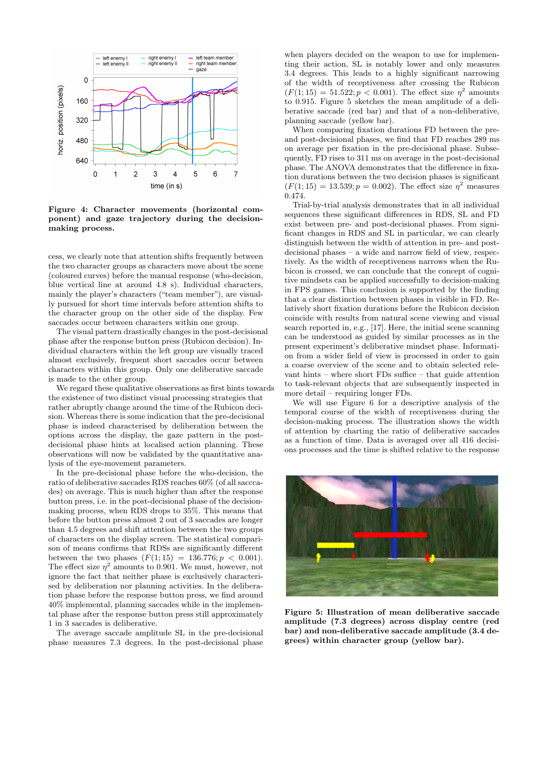**Figure 4: Character movements (horizontal component) and gaze trajectory during the decision-making process.**

cess, we clearly note that attention shifts frequently between the two character groups as characters move about the scene (coloured curves) before the manual response (who-decision, blue vertical line at around 4.8 s). Individual characters, mainly the player's characters ("team member"), are visually pursued for short time intervals before attention shifts to the character group on the other side of the display. Few saccades occur between characters within one group.

The visual pattern drastically changes in the post-decisional phase after the response button press (Rubicon decision). Individual characters within the left group are visually traced almost exclusively, frequent short saccades occur between characters within this group. Only one deliberative saccade is made to the other group.

We regard these qualitative observations as first hints towards the existence of two distinct visual processing strategies that rather abruptly change around the time of the Rubicon decision. Whereas there is some indication that the pre-decisional phase is indeed characterised by deliberation between the options across the display, the gaze pattern in the post-decisional phase hints at localised action planning. These observations will now be validated by the quantitative analysis of the eye-movement parameters.

In the pre-decisional phase before the who-decision, the ratio of deliberative saccades RDS reaches 60% (of all saccades) on average. This is much higher than after the response button press, i.e. in the post-decisional phase of the decision-making process, when RDS drops to 35%. This means that before the button press almost 2 out of 3 saccades are longer than 4.5 degrees and shift attention between the two groups of characters on the display screen. The statistical comparison of means confirms that RDSs are significantly different between the two phases ($F(1; 15) = 136.776; p < 0.001$). The effect size $\eta^2$ amounts to 0.901. We must, however, not ignore the fact that neither phase is exclusively characterised by deliberation nor planning activities. In the deliberation phase before the response button press, we find around 40% implemental, planning saccades while in the implemental phase after the response button press still approximately 1 in 3 saccades is deliberative.

The average saccade amplitude SL in the pre-decisional phase measures 7.3 degrees. In the post-decisional phase when players decided on the weapon to use for implementing their action, SL is notably lower and only measures 3.4 degrees. This leads to a highly significant narrowing of the width of receptiveness after crossing the Rubicon ($F(1; 15) = 51.522; p < 0.001$). The effect size $\eta^2$ amounts to 0.915. Figure 5 sketches the mean amplitude of a deliberative saccade (red bar) and that of a non-deliberative, planning saccade (yellow bar).

When comparing fixation durations FD between the pre- and post-decisional phases, we find that FD reaches 289 ms on average per fixation in the pre-decisional phase. Subsequently, FD rises to 311 ms on average in the post-decisional phase. The ANOVA demonstrates that the difference in fixation durations between the two decision phases is significant ($F(1; 15) = 13.539; p = 0.002$). The effect size $\eta^2$ measures 0.474.

Trial-by-trial analysis demonstrates that in all individual sequences these significant differences in RDS, SL and FD exist between pre- and post-decisional phases. From significant changes in RDS and SL in particular, we can clearly distinguish between the width of attention in pre- and post-decisional phases – a wide and narrow field of view, respectively. As the width of receptiveness narrows when the Rubicon is crossed, we can conclude that the concept of cognitive mindsets can be applied successfully to decision-making in FPS games. This conclusion is supported by the finding that a clear distinction between phases in visible in FD. Relatively short fixation durations before the Rubicon decision coincide with results from natural scene viewing and visual search reported in, e.g., [17]. Here, the initial scene scanning can be understood as guided by similar processes as in the present experiment's deliberative mindset phase. Information from a wider field of view is processed in order to gain a coarse overview of the scene and to obtain selected relevant hints – where short FDs suffice – that guide attention to task-relevant objects that are subsequently inspected in more detail – requiring longer FDs.

We will use Figure 6 for a descriptive analysis of the temporal course of the width of receptiveness during the decision-making process. The illustration shows the width of attention by charting the ratio of deliberative saccades as a function of time. Data is averaged over all 416 decisions processes and the time is shifted relative to the response

**Figure 5: Illustration of mean deliberative saccade amplitude (7.3 degrees) across display centre (red bar) and non-deliberative saccade amplitude (3.4 degrees) within character group (yellow bar).**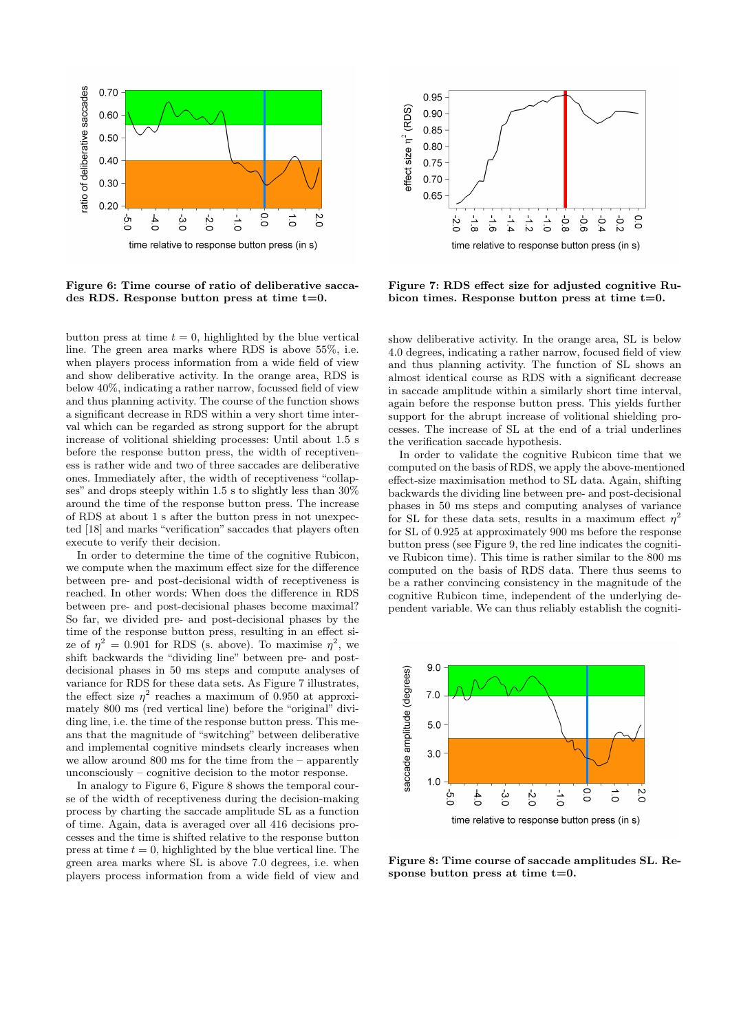**Figure 6: Time course of ratio of deliberative saccades RDS. Response button press at time t=0.**

**Figure 7: RDS effect size for adjusted cognitive Rubicon times. Response button press at time t=0.**

button press at time $t = 0$, highlighted by the blue vertical line. The green area marks where RDS is above 55%, i.e. when players process information from a wide field of view and show deliberative activity. In the orange area, RDS is below 40%, indicating a rather narrow, focussed field of view and thus planning activity. The course of the function shows a significant decrease in RDS within a very short time interval which can be regarded as strong support for the abrupt increase of volitional shielding processes: Until about 1.5 s before the response button press, the width of receptiveness is rather wide and two of three saccades are deliberative ones. Immediately after, the width of receptiveness "collapses" and drops steeply within 1.5 s to slightly less than 30% around the time of the response button press. The increase of RDS at about 1 s after the button press in not unexpected [18] and marks "verification" saccades that players often execute to verify their decision.

In order to determine the time of the cognitive Rubicon, we compute when the maximum effect size for the difference between pre- and post-decisional width of receptiveness is reached. In other words: When does the difference in RDS between pre- and post-decisional phases become maximal? So far, we divided pre- and post-decisional phases by the time of the response button press, resulting in an effect size of $\eta^2 = 0.901$ for RDS (s. above). To maximise $\eta^2$, we shift backwards the "dividing line" between pre- and post-decisional phases in 50 ms steps and compute analyses of variance for RDS for these data sets. As Figure 7 illustrates, the effect size $\eta^2$ reaches a maximum of 0.950 at approximately 800 ms (red vertical line) before the "original" dividing line, i.e. the time of the response button press. This means that the magnitude of "switching" between deliberative and implemental cognitive mindsets clearly increases when we allow around 800 ms for the time from the – apparently unconsciously – cognitive decision to the motor response.

In analogy to Figure 6, Figure 8 shows the temporal course of the width of receptiveness during the decision-making process by charting the saccade amplitude SL as a function of time. Again, data is averaged over all 416 decisions processes and the time is shifted relative to the response button press at time $t = 0$, highlighted by the blue vertical line. The green area marks where SL is above 7.0 degrees, i.e. when players process information from a wide field of view and show deliberative activity. In the orange area, SL is below 4.0 degrees, indicating a rather narrow, focused field of view and thus planning activity. The function of SL shows an almost identical course as RDS with a significant decrease in saccade amplitude within a similarly short time interval, again before the response button press. This yields further support for the abrupt increase of volitional shielding processes. The increase of SL at the end of a trial underlines the verification saccade hypothesis.

In order to validate the cognitive Rubicon time that we computed on the basis of RDS, we apply the above-mentioned effect-size maximisation method to SL data. Again, shifting backwards the dividing line between pre- and post-decisional phases in 50 ms steps and computing analyses of variance for SL for these data sets, results in a maximum effect $\eta^2$ for SL of 0.925 at approximately 900 ms before the response button press (see Figure 9, the red line indicates the cognitive Rubicon time). This time is rather similar to the 800 ms computed on the basis of RDS data. There thus seems to be a rather convincing consistency in the magnitude of the cognitive Rubicon time, independent of the underlying dependent variable. We can thus reliably establish the cogniti-

**Figure 8: Time course of saccade amplitudes SL. Response button press at time t=0.**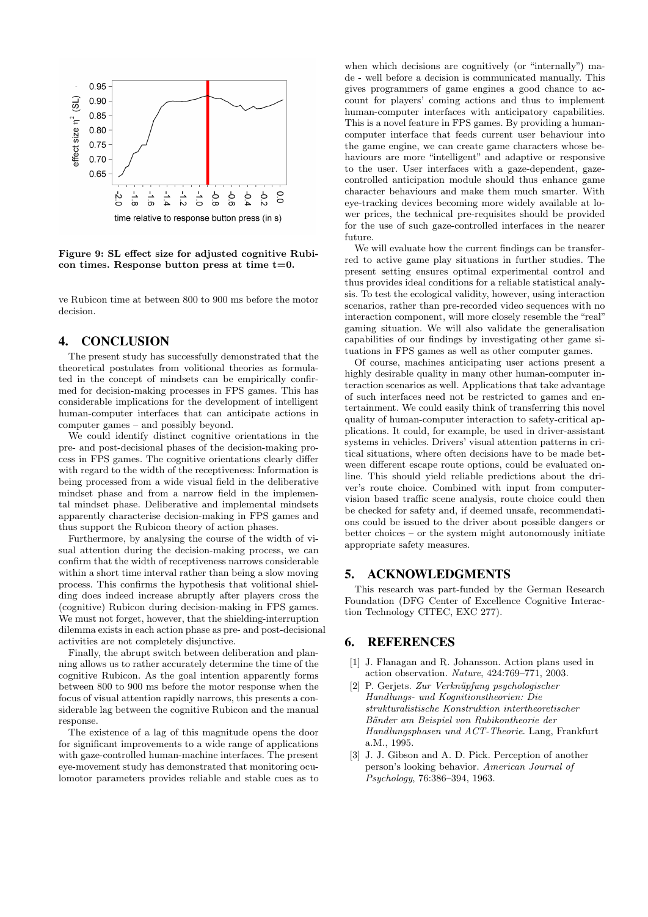**Figure 9: SL effect size for adjusted cognitive Rubicon times. Response button press at time t=0.**

ve Rubicon time at between 800 to 900 ms before the motor decision.

## 4. CONCLUSION

The present study has successfully demonstrated that the theoretical postulates from volitional theories as formulated in the concept of mindsets can be empirically confirmed for decision-making processes in FPS games. This has considerable implications for the development of intelligent human-computer interfaces that can anticipate actions in computer games – and possibly beyond.

We could identify distinct cognitive orientations in the pre- and post-decisional phases of the decision-making process in FPS games. The cognitive orientations clearly differ with regard to the width of the receptiveness: Information is being processed from a wide visual field in the deliberative mindset phase and from a narrow field in the implemental mindset phase. Deliberative and implemental mindsets apparently characterise decision-making in FPS games and thus support the Rubicon theory of action phases.

Furthermore, by analysing the course of the width of visual attention during the decision-making process, we can confirm that the width of receptiveness narrows considerable within a short time interval rather than being a slow moving process. This confirms the hypothesis that volitional shielding does indeed increase abruptly after players cross the (cognitive) Rubicon during decision-making in FPS games. We must not forget, however, that the shielding-interruption dilemma exists in each action phase as pre- and post-decisional activities are not completely disjunctive.

Finally, the abrupt switch between deliberation and planning allows us to rather accurately determine the time of the cognitive Rubicon. As the goal intention apparently forms between 800 to 900 ms before the motor response when the focus of visual attention rapidly narrows, this presents a considerable lag between the cognitive Rubicon and the manual response.

The existence of a lag of this magnitude opens the door for significant improvements to a wide range of applications with gaze-controlled human-machine interfaces. The present eye-movement study has demonstrated that monitoring oculomotor parameters provides reliable and stable cues as to when which decisions are cognitively (or "internally") made - well before a decision is communicated manually. This gives programmers of game engines a good chance to account for players' coming actions and thus to implement human-computer interfaces with anticipatory capabilities. This is a novel feature in FPS games. By providing a human-computer interface that feeds current user behaviour into the game engine, we can create game characters whose behaviours are more "intelligent" and adaptive or responsive to the user. User interfaces with a gaze-dependent, gaze-controlled anticipation module should thus enhance game character behaviours and make them much smarter. With eye-tracking devices becoming more widely available at lower prices, the technical pre-requisites should be provided for the use of such gaze-controlled interfaces in the nearer future.

We will evaluate how the current findings can be transferred to active game play situations in further studies. The present setting ensures optimal experimental control and thus provides ideal conditions for a reliable statistical analysis. To test the ecological validity, however, using interaction scenarios, rather than pre-recorded video sequences with no interaction component, will more closely resemble the "real" gaming situation. We will also validate the generalisation capabilities of our findings by investigating other game situations in FPS games as well as other computer games.

Of course, machines anticipating user actions present a highly desirable quality in many other human-computer interaction scenarios as well. Applications that take advantage of such interfaces need not be restricted to games and entertainment. We could easily think of transferring this novel quality of human-computer interaction to safety-critical applications. It could, for example, be used in driver-assistant systems in vehicles. Drivers' visual attention patterns in critical situations, where often decisions have to be made between different escape route options, could be evaluated online. This should yield reliable predictions about the driver's route choice. Combined with input from computer-vision based traffic scene analysis, route choice could then be checked for safety and, if deemed unsafe, recommendations could be issued to the driver about possible dangers or better choices – or the system might autonomously initiate appropriate safety measures.

## 5. ACKNOWLEDGMENTS

This research was part-funded by the German Research Foundation (DFG Center of Excellence Cognitive Interaction Technology CITEC, EXC 277).

## 6. REFERENCES

[1] J. Flanagan and R. Johansson. Action plans used in action observation. *Nature*, 424:769–771, 2003.

[2] P. Gerjets. *Zur Verknüpfung psychologischer Handlungs- und Kognitionstheorien: Die strukturalistische Konstruktion intertheoretischer Bänder am Beispiel von Rubikontheorie der Handlungsphasen und ACT-Theorie*. Lang, Frankfurt a.M., 1995.

[3] J. J. Gibson and A. D. Pick. Perception of another person's looking behavior. *American Journal of Psychology*, 76:386–394, 1963.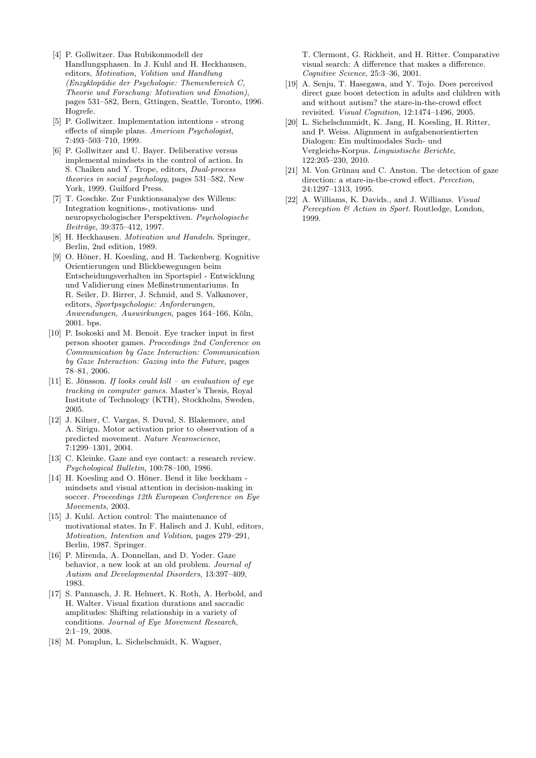[4] P. Gollwitzer. Das Rubikonmodell der Handlungsphasen. In J. Kuhl and H. Heckhausen, editors, *Motivation, Volition und Handlung (Enzyklopädie der Psychologie: Themenbereich C, Theorie und Forschung: Motivation und Emotion)*, pages 531–582, Bern, Gttingen, Seattle, Toronto, 1996. Hogrefe.

[5] P. Gollwitzer. Implementation intentions - strong effects of simple plans. *American Psychologist*, 7:493–503–710, 1999.

[6] P. Gollwitzer and U. Bayer. Deliberative versus implemental mindsets in the control of action. In S. Chaiken and Y. Trope, editors, *Dual-process theories in social psychology*, pages 531–582, New York, 1999. Guilford Press.

[7] T. Goschke. Zur Funktionsanalyse des Willens: Integration kognitions-, motivations- und neuropsychologischer Perspektiven. *Psychologische Beiträge*, 39:375–412, 1997.

[8] H. Heckhausen. *Motivation und Handeln*. Springer, Berlin, 2nd edition, 1989.

[9] O. Höner, H. Koesling, and H. Tackenberg. Kognitive Orientierungen und Blickbewegungen beim Entscheidungsverhalten im Sportspiel - Entwicklung und Validierung eines Meßinstrumentariums. In R. Seiler, D. Birrer, J. Schmid, and S. Valkanover, editors, *Sportpsychologie: Anforderungen, Anwendungen, Auswirkungen*, pages 164–166, Köln, 2001. bps.

[10] P. Isokoski and M. Benoit. Eye tracker input in first person shooter games. *Proceedings 2nd Conference on Communication by Gaze Interaction: Communication by Gaze Interaction: Gazing into the Future*, pages 78–81, 2006.

[11] E. Jönsson. *If looks could kill – an evaluation of eye tracking in computer games*. Master's Thesis, Royal Institute of Technology (KTH), Stockholm, Sweden, 2005.

[12] J. Kilner, C. Vargas, S. Duval, S. Blakemore, and A. Sirigu. Motor activation prior to observation of a predicted movement. *Nature Neuroscience*, 7:1299–1301, 2004.

[13] C. Kleinke. Gaze and eye contact: a research review. *Psychological Bulletin*, 100:78–100, 1986.

[14] H. Koesling and O. Höner. Bend it like beckham - mindsets and visual attention in decision-making in soccer. *Proceedings 12th European Conference on Eye Movements*, 2003.

[15] J. Kuhl. Action control: The maintenance of motivational states. In F. Halisch and J. Kuhl, editors, *Motivation, Intention and Volition*, pages 279–291, Berlin, 1987. Springer.

[16] P. Mirenda, A. Donnellan, and D. Yoder. Gaze behavior, a new look at an old problem. *Journal of Autism and Developmental Disorders*, 13:397–409, 1983.

[17] S. Pannasch, J. R. Helmert, K. Roth, A. Herbold, and H. Walter. Visual fixation durations and saccadic amplitudes: Shifting relationship in a variety of conditions. *Journal of Eye Movement Research*, 2:1–19, 2008.

[18] M. Pomplun, L. Sichelschmidt, K. Wagner, T. Clermont, G. Rickheit, and H. Ritter. Comparative visual search: A difference that makes a difference. *Cognitive Science*, 25:3–36, 2001.

[19] A. Senju, T. Hasegawa, and Y. Tojo. Does perceived direct gaze boost detection in adults and children with and without autism? the stare-in-the-crowd effect revisited. *Visual Cognition*, 12:1474–1496, 2005.

[20] L. Sichelschmmidt, K. Jang, H. Koesling, H. Ritter, and P. Weiss. Alignment in aufgabenorientierten Dialogen: Ein multimodales Such- und Vergleichs-Korpus. *Linguistische Berichte*, 122:205–230, 2010.

[21] M. Von Grünau and C. Anston. The detection of gaze direction: a stare-in-the-crowd effect. *Percetion*, 24:1297–1313, 1995.

[22] A. Williams, K. Davids., and J. Williams. *Visual Perception & Action in Sport*. Routledge, London, 1999.